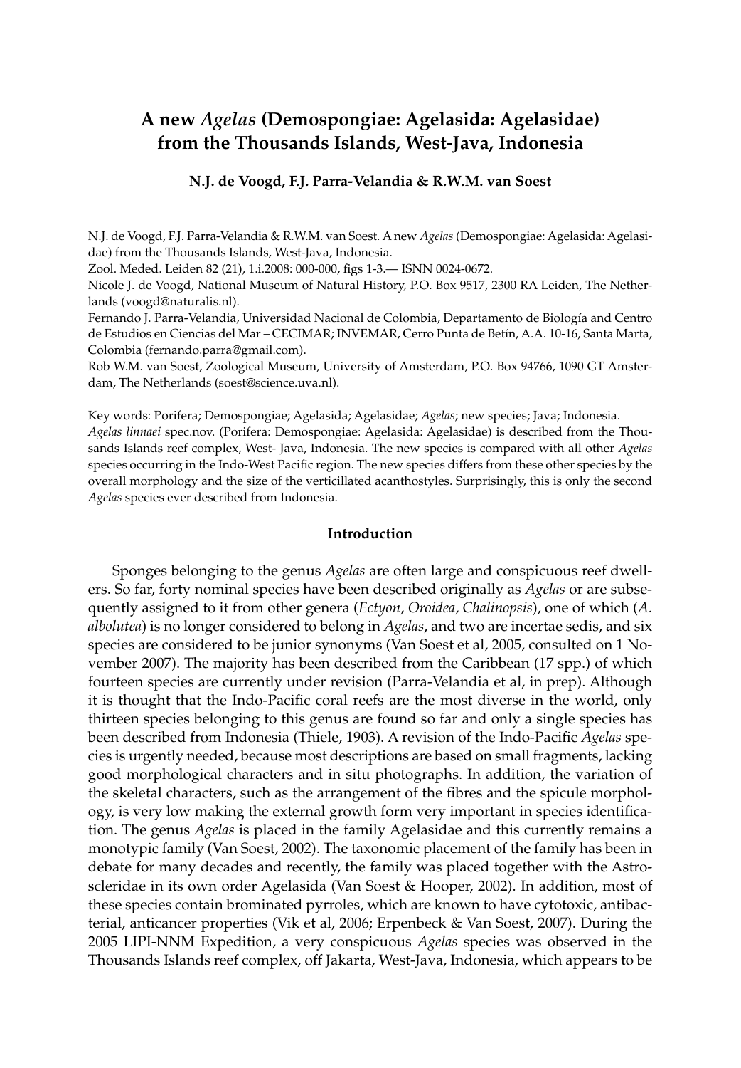# A new *Agelas* (Demospongiae: Agelasida: Agelasidae) from the Thousands Islands, West-Java, Indonesia

**N.J. de Voogd, F.J. Parra-Velandia & R.W.M. van Soest**

N.J. de Voogd, F.J. Parra-Velandia & R.W.M. van Soest. A new *Agelas* (Demospongiae: Agelasida: Agelasidae) from the Thousands Islands, West-Java, Indonesia.

Zool. Meded. Leiden 82 (21), 1.i.2008: 000-000, figs 1-3.— ISNN 0024-0672.

Nicole J. de Voogd, National Museum of Natural History, P.O. Box 9517, 2300 RA Leiden, The Netherlands (voogd@naturalis.nl).

Fernando J. Parra-Velandia, Universidad Nacional de Colombia, Departamento de Biología and Centro de Estudios en Ciencias del Mar – CECIMAR; INVEMAR, Cerro Punta de Betín, A.A. 10-16, Santa Marta, Colombia (fernando.parra@gmail.com).

Rob W.M. van Soest, Zoological Museum, University of Amsterdam, P.O. Box 94766, 1090 GT Amsterdam, The Netherlands (soest@science.uva.nl).

Key words: Porifera; Demospongiae; Agelasida; Agelasidae; *Agelas*; new species; Java; Indonesia.

*Agelas linnaei* spec.nov. (Porifera: Demospongiae: Agelasida: Agelasidae) is described from the Thousands Islands reef complex, West- Java, Indonesia. The new species is compared with all other *Agelas* species occurring in the Indo-West Pacific region. The new species differs from these other species by the overall morphology and the size of the verticillated acanthostyles. Surprisingly, this is only the second *Agelas* species ever described from Indonesia.

## Introduction

Sponges belonging to the genus *Agelas* are often large and conspicuous reef dwellers. So far, forty nominal species have been described originally as *Agelas* or are subsequently assigned to it from other genera (*Ectyon*, *Oroidea*, *Chalinopsis*), one of which (*A. albolutea*) is no longer considered to belong in *Agelas*, and two are incertae sedis, and six species are considered to be junior synonyms (Van Soest et al, 2005, consulted on 1 November 2007). The majority has been described from the Caribbean (17 spp.) of which fourteen species are currently under revision (Parra-Velandia et al, in prep). Although it is thought that the Indo-Pacific coral reefs are the most diverse in the world, only thirteen species belonging to this genus are found so far and only a single species has been described from Indonesia (Thiele, 1903). A revision of the Indo-Pacific *Agelas* species is urgently needed, because most descriptions are based on small fragments, lacking good morphological characters and in situ photographs. In addition, the variation of the skeletal characters, such as the arrangement of the fibres and the spicule morphology, is very low making the external growth form very important in species identification. The genus *Agelas* is placed in the family Agelasidae and this currently remains a monotypic family (Van Soest, 2002). The taxonomic placement of the family has been in debate for many decades and recently, the family was placed together with the Astroscleridae in its own order Agelasida (Van Soest & Hooper, 2002). In addition, most of these species contain brominated pyrroles, which are known to have cytotoxic, antibacterial, anticancer properties (Vik et al, 2006; Erpenbeck & Van Soest, 2007). During the 2005 LIPI-NNM Expedition, a very conspicuous *Agelas* species was observed in the Thousands Islands reef complex, off Jakarta, West-Java, Indonesia, which appears to be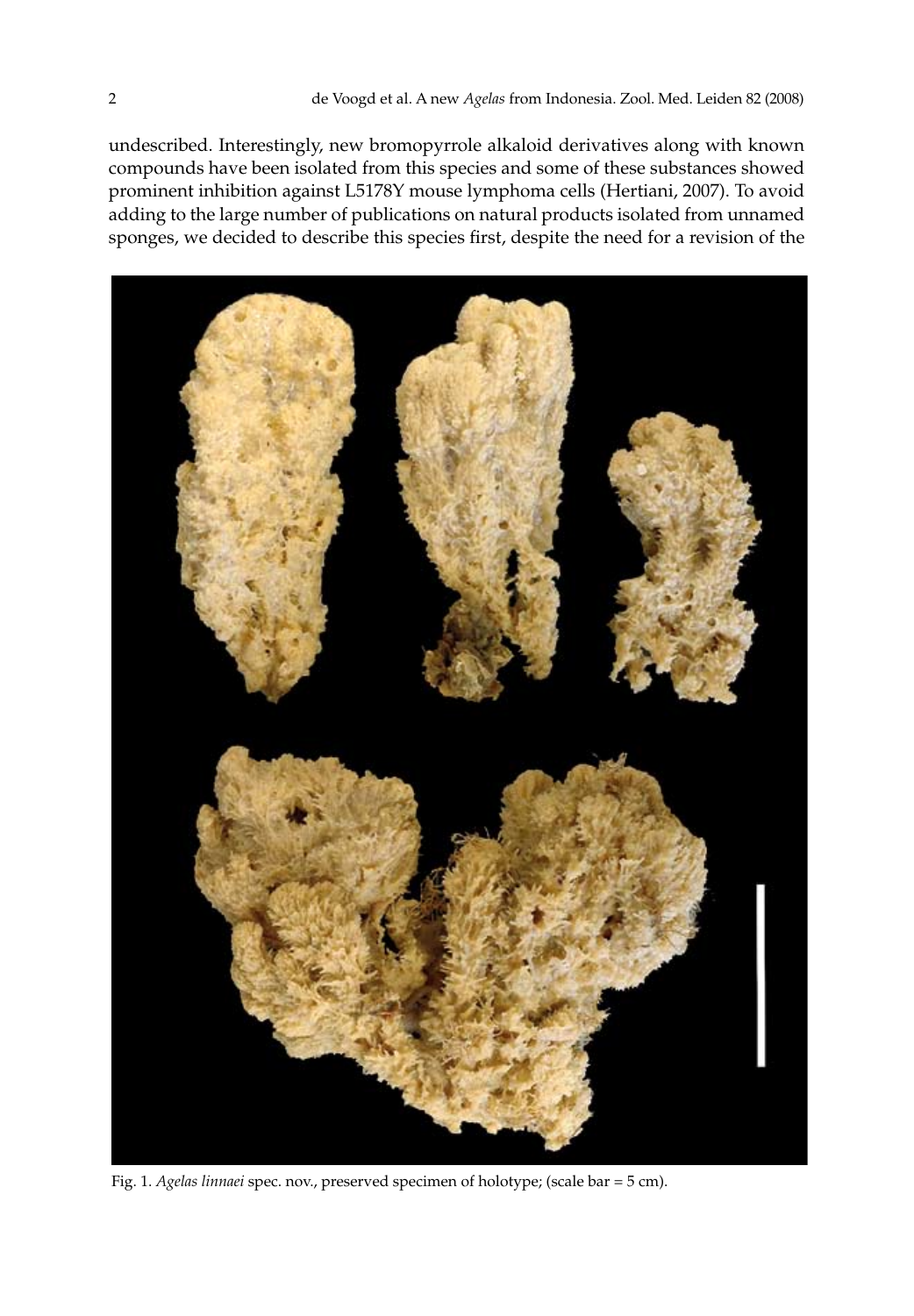undescribed. Interestingly, new bromopyrrole alkaloid derivatives along with known compounds have been isolated from this species and some of these substances showed prominent inhibition against L5178Y mouse lymphoma cells (Hertiani, 2007). To avoid adding to the large number of publications on natural products isolated from unnamed sponges, we decided to describe this species first, despite the need for a revision of the

Fig. 1. *Agelas linnaei* spec. nov., preserved specimen of holotype; (scale bar = 5 cm).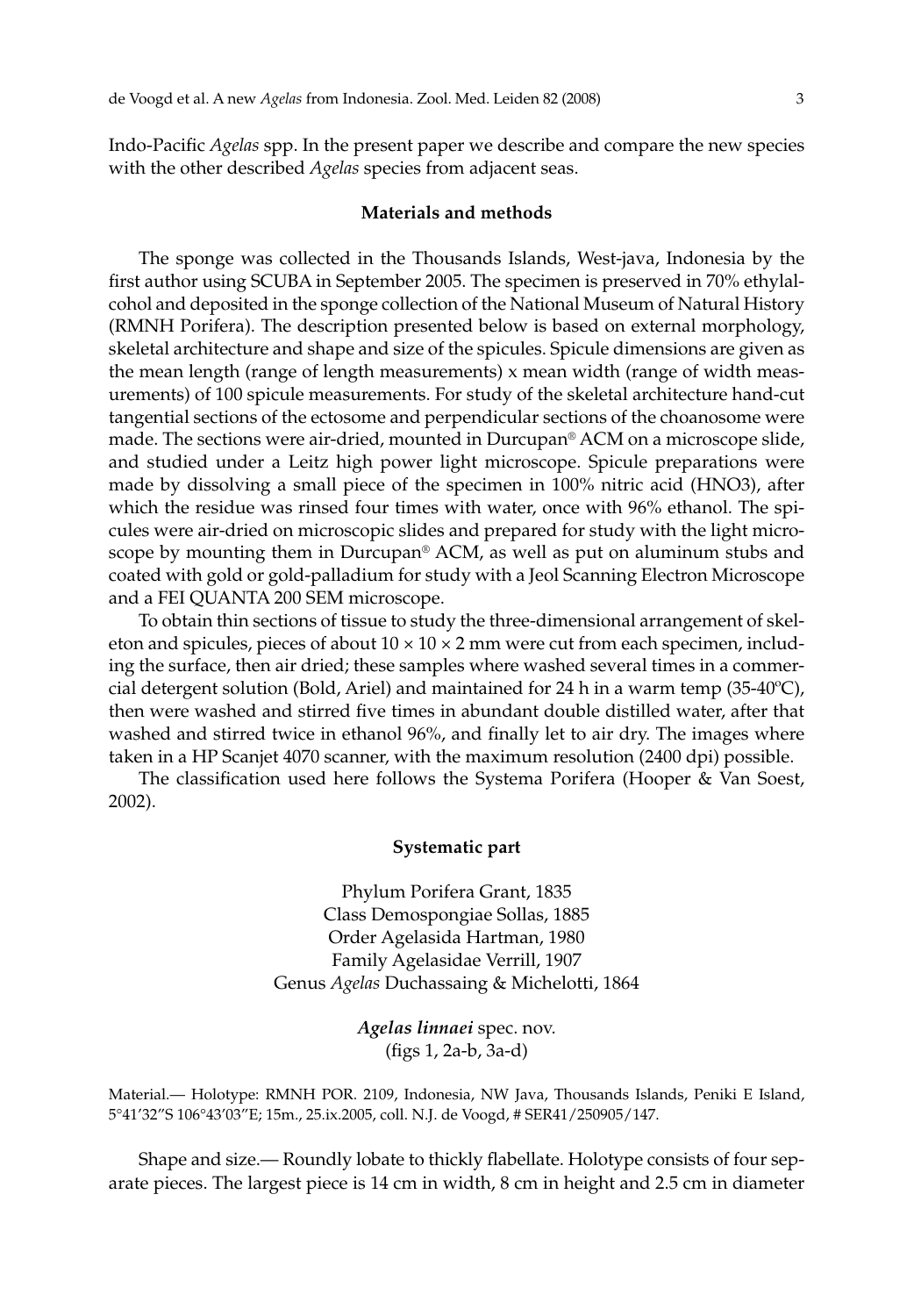Indo-Pacific *Agelas* spp. In the present paper we describe and compare the new species with the other described *Agelas* species from adjacent seas.

## Materials and methods

The sponge was collected in the Thousands Islands, West-java, Indonesia by the first author using SCUBA in September 2005. The specimen is preserved in 70% ethylalcohol and deposited in the sponge collection of the National Museum of Natural History (RMNH Porifera). The description presented below is based on external morphology, skeletal architecture and shape and size of the spicules. Spicule dimensions are given as the mean length (range of length measurements) x mean width (range of width measurements) of 100 spicule measurements. For study of the skeletal architecture hand-cut tangential sections of the ectosome and perpendicular sections of the choanosome were made. The sections were air-dried, mounted in Durcupan® ACM on a microscope slide, and studied under a Leitz high power light microscope. Spicule preparations were made by dissolving a small piece of the specimen in 100% nitric acid (HNO3), after which the residue was rinsed four times with water, once with 96% ethanol. The spicules were air-dried on microscopic slides and prepared for study with the light microscope by mounting them in Durcupan® ACM, as well as put on aluminum stubs and coated with gold or gold-palladium for study with a Jeol Scanning Electron Microscope and a FEI QUANTA 200 SEM microscope.

To obtain thin sections of tissue to study the three-dimensional arrangement of skeleton and spicules, pieces of about 10 × 10 × 2 mm were cut from each specimen, including the surface, then air dried; these samples where washed several times in a commercial detergent solution (Bold, Ariel) and maintained for 24 h in a warm temp (35-40ºC), then were washed and stirred five times in abundant double distilled water, after that washed and stirred twice in ethanol 96%, and finally let to air dry. The images where taken in a HP Scanjet 4070 scanner, with the maximum resolution (2400 dpi) possible.

The classification used here follows the Systema Porifera (Hooper & Van Soest, 2002).

## Systematic part

Phylum Porifera Grant, 1835
Class Demospongiae Sollas, 1885
Order Agelasida Hartman, 1980
Family Agelasidae Verrill, 1907
Genus *Agelas* Duchassaing & Michelotti, 1864

***Agelas linnaei*** spec. nov.
(figs 1, 2a-b, 3a-d)

Material.— Holotype: RMNH POR. 2109, Indonesia, NW Java, Thousands Islands, Peniki E Island, 5°41′32″S 106°43′03″E; 15m., 25.ix.2005, coll. N.J. de Voogd, # SER41/250905/147.

Shape and size.— Roundly lobate to thickly flabellate. Holotype consists of four separate pieces. The largest piece is 14 cm in width, 8 cm in height and 2.5 cm in diameter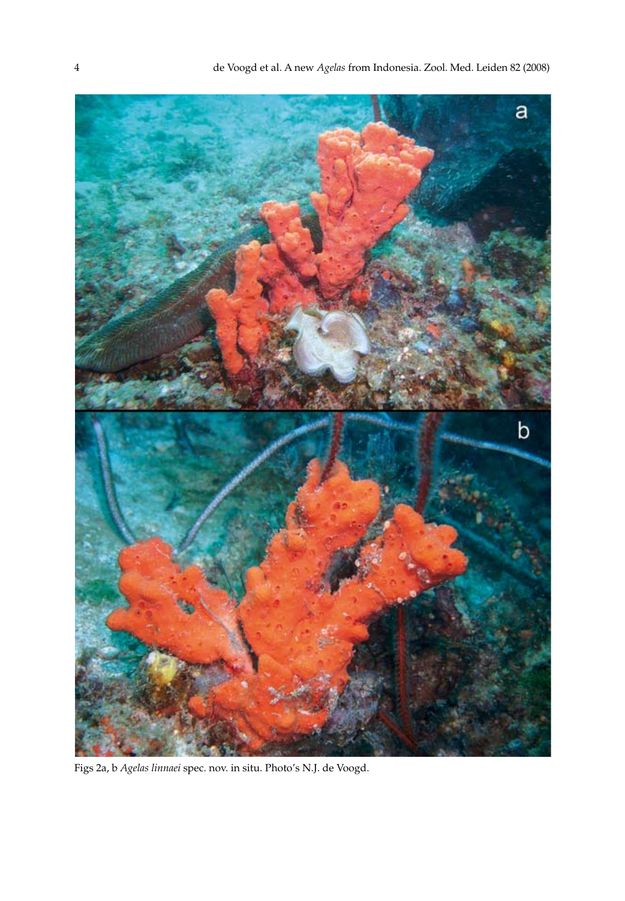Figs 2a, b *Agelas linnaei* spec. nov. in situ. Photo's N.J. de Voogd.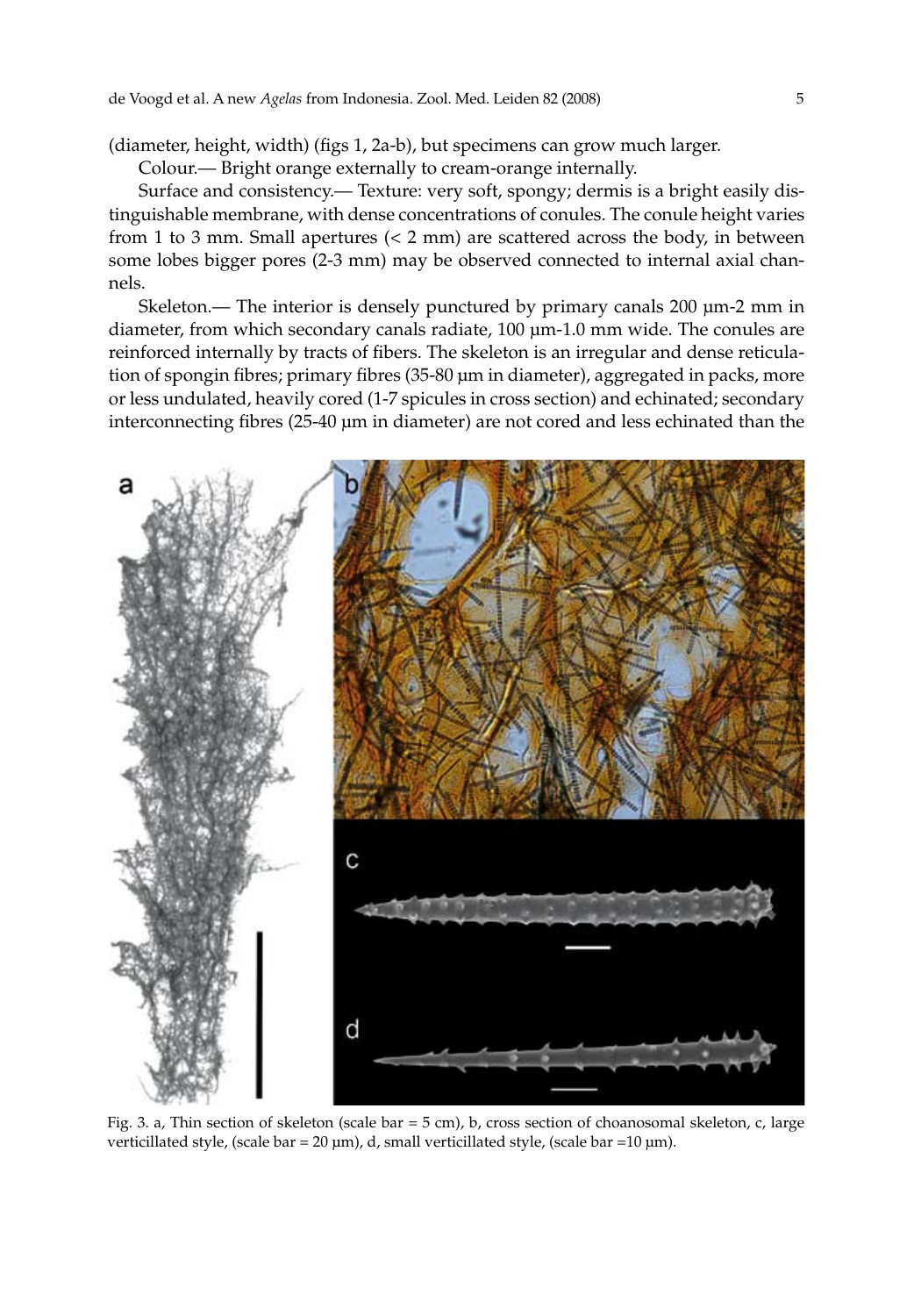(diameter, height, width) (figs 1, 2a-b), but specimens can grow much larger.

Colour.— Bright orange externally to cream-orange internally.

Surface and consistency.— Texture: very soft, spongy; dermis is a bright easily distinguishable membrane, with dense concentrations of conules. The conule height varies from 1 to 3 mm. Small apertures (< 2 mm) are scattered across the body, in between some lobes bigger pores (2-3 mm) may be observed connected to internal axial channels.

Skeleton.— The interior is densely punctured by primary canals 200 µm-2 mm in diameter, from which secondary canals radiate, 100 µm-1.0 mm wide. The conules are reinforced internally by tracts of fibers. The skeleton is an irregular and dense reticulation of spongin fibres; primary fibres (35-80 µm in diameter), aggregated in packs, more or less undulated, heavily cored (1-7 spicules in cross section) and echinated; secondary interconnecting fibres (25-40 µm in diameter) are not cored and less echinated than the

Fig. 3. a, Thin section of skeleton (scale bar = 5 cm), b, cross section of choanosomal skeleton, c, large verticillated style, (scale bar = 20 µm), d, small verticillated style, (scale bar =10 µm).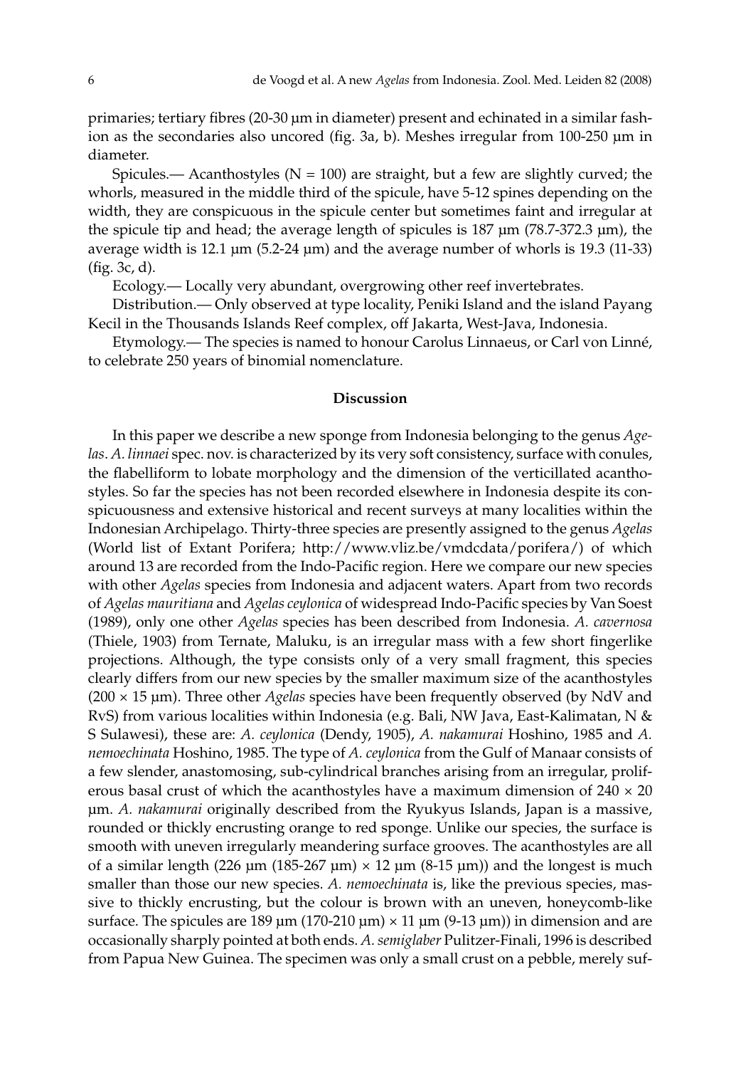primaries; tertiary fibres (20-30 µm in diameter) present and echinated in a similar fashion as the secondaries also uncored (fig. 3a, b). Meshes irregular from 100-250 µm in diameter.

Spicules.— Acanthostyles (N = 100) are straight, but a few are slightly curved; the whorls, measured in the middle third of the spicule, have 5-12 spines depending on the width, they are conspicuous in the spicule center but sometimes faint and irregular at the spicule tip and head; the average length of spicules is 187 µm (78.7-372.3 µm), the average width is 12.1 µm (5.2-24 µm) and the average number of whorls is 19.3 (11-33) (fig. 3c, d).

Ecology.— Locally very abundant, overgrowing other reef invertebrates.

Distribution.— Only observed at type locality, Peniki Island and the island Payang Kecil in the Thousands Islands Reef complex, off Jakarta, West-Java, Indonesia.

Etymology.— The species is named to honour Carolus Linnaeus, or Carl von Linné, to celebrate 250 years of binomial nomenclature.

## Discussion

In this paper we describe a new sponge from Indonesia belonging to the genus *Agelas*. *A. linnaei* spec. nov. is characterized by its very soft consistency, surface with conules, the flabelliform to lobate morphology and the dimension of the verticillated acanthostyles. So far the species has not been recorded elsewhere in Indonesia despite its conspicuousness and extensive historical and recent surveys at many localities within the Indonesian Archipelago. Thirty-three species are presently assigned to the genus *Agelas* (World list of Extant Porifera; http://www.vliz.be/vmdcdata/porifera/) of which around 13 are recorded from the Indo-Pacific region. Here we compare our new species with other *Agelas* species from Indonesia and adjacent waters. Apart from two records of *Agelas mauritiana* and *Agelas ceylonica* of widespread Indo-Pacific species by Van Soest (1989), only one other *Agelas* species has been described from Indonesia. *A. cavernosa* (Thiele, 1903) from Ternate, Maluku, is an irregular mass with a few short fingerlike projections. Although, the type consists only of a very small fragment, this species clearly differs from our new species by the smaller maximum size of the acanthostyles (200 × 15 µm). Three other *Agelas* species have been frequently observed (by NdV and RvS) from various localities within Indonesia (e.g. Bali, NW Java, East-Kalimatan, N & S Sulawesi), these are: *A. ceylonica* (Dendy, 1905), *A. nakamurai* Hoshino, 1985 and *A. nemoechinata* Hoshino, 1985. The type of *A. ceylonica* from the Gulf of Manaar consists of a few slender, anastomosing, sub-cylindrical branches arising from an irregular, proliferous basal crust of which the acanthostyles have a maximum dimension of 240 × 20 µm. *A. nakamurai* originally described from the Ryukyus Islands, Japan is a massive, rounded or thickly encrusting orange to red sponge. Unlike our species, the surface is smooth with uneven irregularly meandering surface grooves. The acanthostyles are all of a similar length (226 µm (185-267 µm) × 12 µm (8-15 µm)) and the longest is much smaller than those our new species. *A. nemoechinata* is, like the previous species, massive to thickly encrusting, but the colour is brown with an uneven, honeycomb-like surface. The spicules are 189 µm (170-210 µm) × 11 µm (9-13 µm)) in dimension and are occasionally sharply pointed at both ends. *A. semiglaber* Pulitzer-Finali, 1996 is described from Papua New Guinea. The specimen was only a small crust on a pebble, merely suf-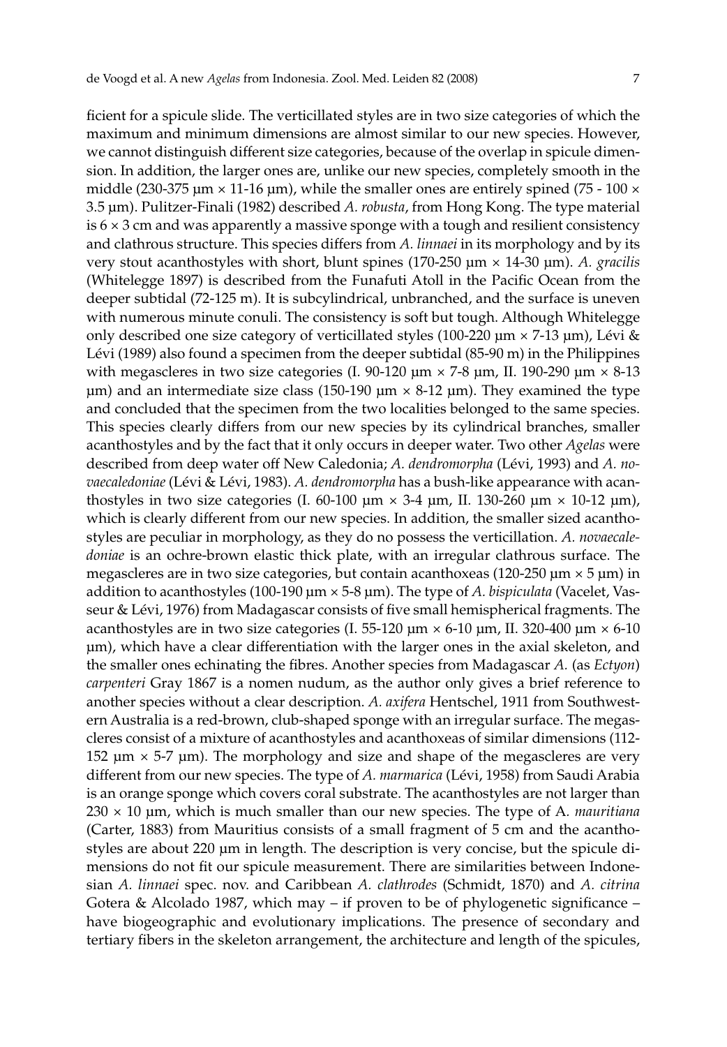ficient for a spicule slide. The verticillated styles are in two size categories of which the maximum and minimum dimensions are almost similar to our new species. However, we cannot distinguish different size categories, because of the overlap in spicule dimension. In addition, the larger ones are, unlike our new species, completely smooth in the middle (230-375 µm × 11-16 µm), while the smaller ones are entirely spined (75 - 100 × 3.5 µm). Pulitzer-Finali (1982) described *A. robusta*, from Hong Kong. The type material is 6 × 3 cm and was apparently a massive sponge with a tough and resilient consistency and clathrous structure. This species differs from *A. linnaei* in its morphology and by its very stout acanthostyles with short, blunt spines (170-250 µm × 14-30 µm). *A. gracilis* (Whitelegge 1897) is described from the Funafuti Atoll in the Pacific Ocean from the deeper subtidal (72-125 m). It is subcylindrical, unbranched, and the surface is uneven with numerous minute conuli. The consistency is soft but tough. Although Whitelegge only described one size category of verticillated styles (100-220 µm × 7-13 µm), Lévi & Lévi (1989) also found a specimen from the deeper subtidal (85-90 m) in the Philippines with megascleres in two size categories (I. 90-120 µm × 7-8 µm, II. 190-290 µm × 8-13 µm) and an intermediate size class (150-190 µm × 8-12 µm). They examined the type and concluded that the specimen from the two localities belonged to the same species. This species clearly differs from our new species by its cylindrical branches, smaller acanthostyles and by the fact that it only occurs in deeper water. Two other *Agelas* were described from deep water off New Caledonia; *A. dendromorpha* (Lévi, 1993) and *A. novaecaledoniae* (Lévi & Lévi, 1983). *A. dendromorpha* has a bush-like appearance with acanthostyles in two size categories (I. 60-100 µm × 3-4 µm, II. 130-260 µm × 10-12 µm), which is clearly different from our new species. In addition, the smaller sized acanthostyles are peculiar in morphology, as they do no possess the verticillation. *A. novaecaledoniae* is an ochre-brown elastic thick plate, with an irregular clathrous surface. The megascleres are in two size categories, but contain acanthoxeas (120-250 µm × 5 µm) in addition to acanthostyles (100-190 µm × 5-8 µm). The type of *A. bispiculata* (Vacelet, Vasseur & Lévi, 1976) from Madagascar consists of five small hemispherical fragments. The acanthostyles are in two size categories (I. 55-120 µm × 6-10 µm, II. 320-400 µm × 6-10 µm), which have a clear differentiation with the larger ones in the axial skeleton, and the smaller ones echinating the fibres. Another species from Madagascar *A.* (as *Ectyon*) *carpenteri* Gray 1867 is a nomen nudum, as the author only gives a brief reference to another species without a clear description. *A. axifera* Hentschel, 1911 from Southwestern Australia is a red-brown, club-shaped sponge with an irregular surface. The megascleres consist of a mixture of acanthostyles and acanthoxeas of similar dimensions (112-152 µm × 5-7 µm). The morphology and size and shape of the megascleres are very different from our new species. The type of *A. marmarica* (Lévi, 1958) from Saudi Arabia is an orange sponge which covers coral substrate. The acanthostyles are not larger than 230 × 10 µm, which is much smaller than our new species. The type of A*. mauritiana* (Carter, 1883) from Mauritius consists of a small fragment of 5 cm and the acanthostyles are about 220 µm in length. The description is very concise, but the spicule dimensions do not fit our spicule measurement. There are similarities between Indonesian *A. linnaei* spec. nov. and Caribbean *A. clathrodes* (Schmidt, 1870) and *A. citrina* Gotera & Alcolado 1987, which may – if proven to be of phylogenetic significance – have biogeographic and evolutionary implications. The presence of secondary and tertiary fibers in the skeleton arrangement, the architecture and length of the spicules,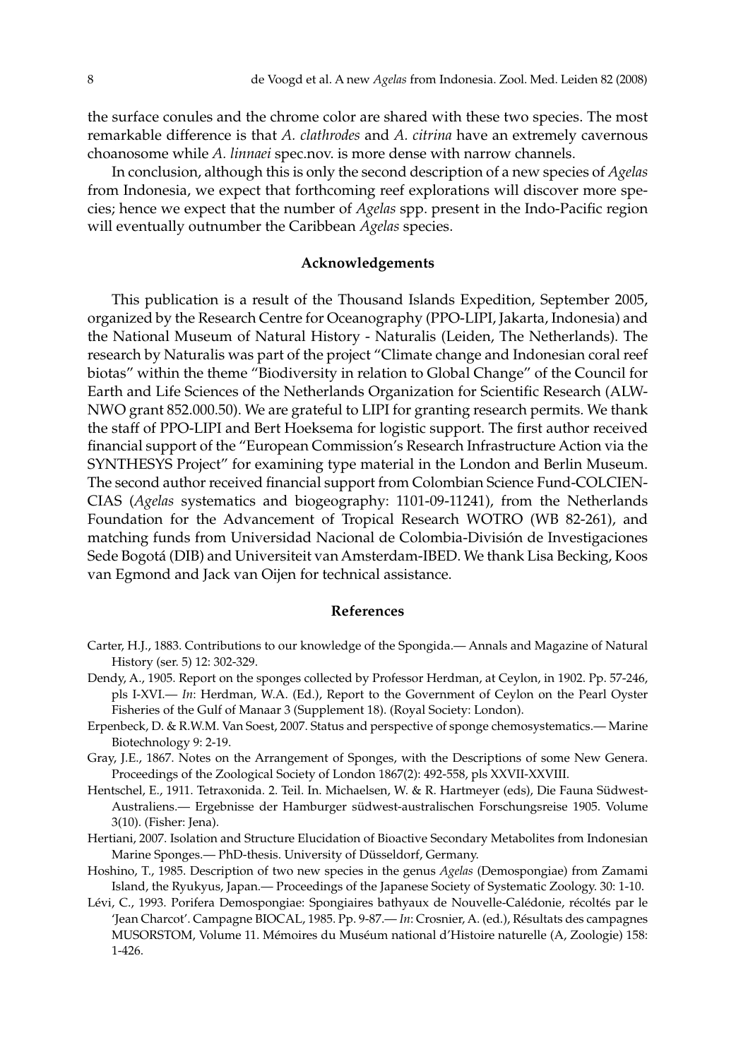the surface conules and the chrome color are shared with these two species. The most remarkable difference is that *A. clathrodes* and *A. citrina* have an extremely cavernous choanosome while *A. linnaei* spec.nov. is more dense with narrow channels.

In conclusion, although this is only the second description of a new species of *Agelas* from Indonesia, we expect that forthcoming reef explorations will discover more species; hence we expect that the number of *Agelas* spp. present in the Indo-Pacific region will eventually outnumber the Caribbean *Agelas* species.

## Acknowledgements

This publication is a result of the Thousand Islands Expedition, September 2005, organized by the Research Centre for Oceanography (PPO-LIPI, Jakarta, Indonesia) and the National Museum of Natural History - Naturalis (Leiden, The Netherlands). The research by Naturalis was part of the project "Climate change and Indonesian coral reef biotas" within the theme "Biodiversity in relation to Global Change" of the Council for Earth and Life Sciences of the Netherlands Organization for Scientific Research (ALW-NWO grant 852.000.50). We are grateful to LIPI for granting research permits. We thank the staff of PPO-LIPI and Bert Hoeksema for logistic support. The first author received financial support of the "European Commission's Research Infrastructure Action via the SYNTHESYS Project" for examining type material in the London and Berlin Museum. The second author received financial support from Colombian Science Fund-COLCIENCIAS (*Agelas* systematics and biogeography: 1101-09-11241), from the Netherlands Foundation for the Advancement of Tropical Research WOTRO (WB 82-261), and matching funds from Universidad Nacional de Colombia-División de Investigaciones Sede Bogotá (DIB) and Universiteit van Amsterdam-IBED. We thank Lisa Becking, Koos van Egmond and Jack van Oijen for technical assistance.

## References

Carter, H.J., 1883. Contributions to our knowledge of the Spongida.— Annals and Magazine of Natural History (ser. 5) 12: 302-329.

Dendy, A., 1905. Report on the sponges collected by Professor Herdman, at Ceylon, in 1902. Pp. 57-246, pls I-XVI.— *In*: Herdman, W.A. (Ed.), Report to the Government of Ceylon on the Pearl Oyster Fisheries of the Gulf of Manaar 3 (Supplement 18). (Royal Society: London).

Erpenbeck, D. & R.W.M. Van Soest, 2007. Status and perspective of sponge chemosystematics.— Marine Biotechnology 9: 2-19.

Gray, J.E., 1867. Notes on the Arrangement of Sponges, with the Descriptions of some New Genera. Proceedings of the Zoological Society of London 1867(2): 492-558, pls XXVII-XXVIII.

Hentschel, E., 1911. Tetraxonida. 2. Teil. In. Michaelsen, W. & R. Hartmeyer (eds), Die Fauna Südwest-Australiens.— Ergebnisse der Hamburger südwest-australischen Forschungsreise 1905. Volume 3(10). (Fisher: Jena).

Hertiani, 2007. Isolation and Structure Elucidation of Bioactive Secondary Metabolites from Indonesian Marine Sponges.— PhD-thesis. University of Düsseldorf, Germany.

Hoshino, T., 1985. Description of two new species in the genus *Agelas* (Demospongiae) from Zamami Island, the Ryukyus, Japan.— Proceedings of the Japanese Society of Systematic Zoology. 30: 1-10.

Lévi, C., 1993. Porifera Demospongiae: Spongiaires bathyaux de Nouvelle-Calédonie, récoltés par le 'Jean Charcot'. Campagne BIOCAL, 1985. Pp. 9-87.— *In*: Crosnier, A. (ed.), Résultats des campagnes MUSORSTOM, Volume 11. Mémoires du Muséum national d'Histoire naturelle (A, Zoologie) 158: 1-426.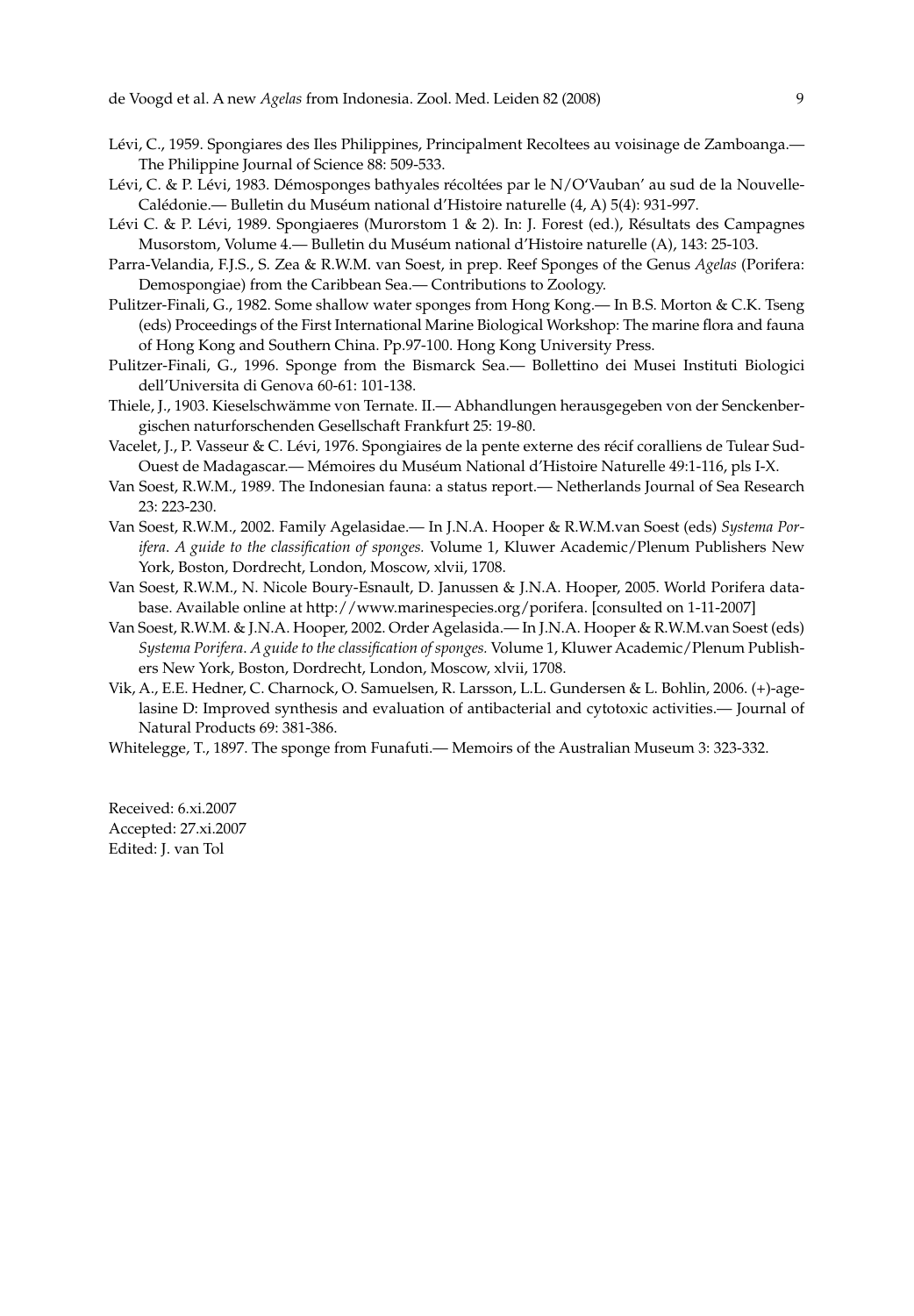Lévi, C., 1959. Spongiares des Iles Philippines, Principalment Recoltees au voisinage de Zamboanga.— The Philippine Journal of Science 88: 509-533.

Lévi, C. & P. Lévi, 1983. Démosponges bathyales récoltées par le N/O'Vauban' au sud de la Nouvelle-Calédonie.— Bulletin du Muséum national d'Histoire naturelle (4, A) 5(4): 931-997.

Lévi C. & P. Lévi, 1989. Spongiaeres (Murorstom 1 & 2). In: J. Forest (ed.), Résultats des Campagnes Musorstom, Volume 4.— Bulletin du Muséum national d'Histoire naturelle (A), 143: 25-103.

Parra-Velandia, F.J.S., S. Zea & R.W.M. van Soest, in prep. Reef Sponges of the Genus *Agelas* (Porifera: Demospongiae) from the Caribbean Sea.— Contributions to Zoology.

Pulitzer-Finali, G., 1982. Some shallow water sponges from Hong Kong.— In B.S. Morton & C.K. Tseng (eds) Proceedings of the First International Marine Biological Workshop: The marine flora and fauna of Hong Kong and Southern China. Pp.97-100. Hong Kong University Press.

Pulitzer-Finali, G., 1996. Sponge from the Bismarck Sea.— Bollettino dei Musei Instituti Biologici dell'Universita di Genova 60-61: 101-138.

Thiele, J., 1903. Kieselschwämme von Ternate. II.— Abhandlungen herausgegeben von der Senckenbergischen naturforschenden Gesellschaft Frankfurt 25: 19-80.

Vacelet, J., P. Vasseur & C. Lévi, 1976. Spongiaires de la pente externe des récif coralliens de Tulear Sud-Ouest de Madagascar.— Mémoires du Muséum National d'Histoire Naturelle 49:1-116, pls I-X.

Van Soest, R.W.M., 1989. The Indonesian fauna: a status report.— Netherlands Journal of Sea Research 23: 223-230.

Van Soest, R.W.M., 2002. Family Agelasidae.— In J.N.A. Hooper & R.W.M.van Soest (eds) *Systema Porifera. A guide to the classification of sponges.* Volume 1, Kluwer Academic/Plenum Publishers New York, Boston, Dordrecht, London, Moscow, xlvii, 1708.

Van Soest, R.W.M., N. Nicole Boury-Esnault, D. Janussen & J.N.A. Hooper, 2005. World Porifera database. Available online at http://www.marinespecies.org/porifera. [consulted on 1-11-2007]

Van Soest, R.W.M. & J.N.A. Hooper, 2002. Order Agelasida.— In J.N.A. Hooper & R.W.M.van Soest (eds) *Systema Porifera. A guide to the classification of sponges.* Volume 1, Kluwer Academic/Plenum Publishers New York, Boston, Dordrecht, London, Moscow, xlvii, 1708.

Vik, A., E.E. Hedner, C. Charnock, O. Samuelsen, R. Larsson, L.L. Gundersen & L. Bohlin, 2006. (+)-agelasine D: Improved synthesis and evaluation of antibacterial and cytotoxic activities.— Journal of Natural Products 69: 381-386.

Whitelegge, T., 1897. The sponge from Funafuti.— Memoirs of the Australian Museum 3: 323-332.

Received: 6.xi.2007
Accepted: 27.xi.2007
Edited: J. van Tol